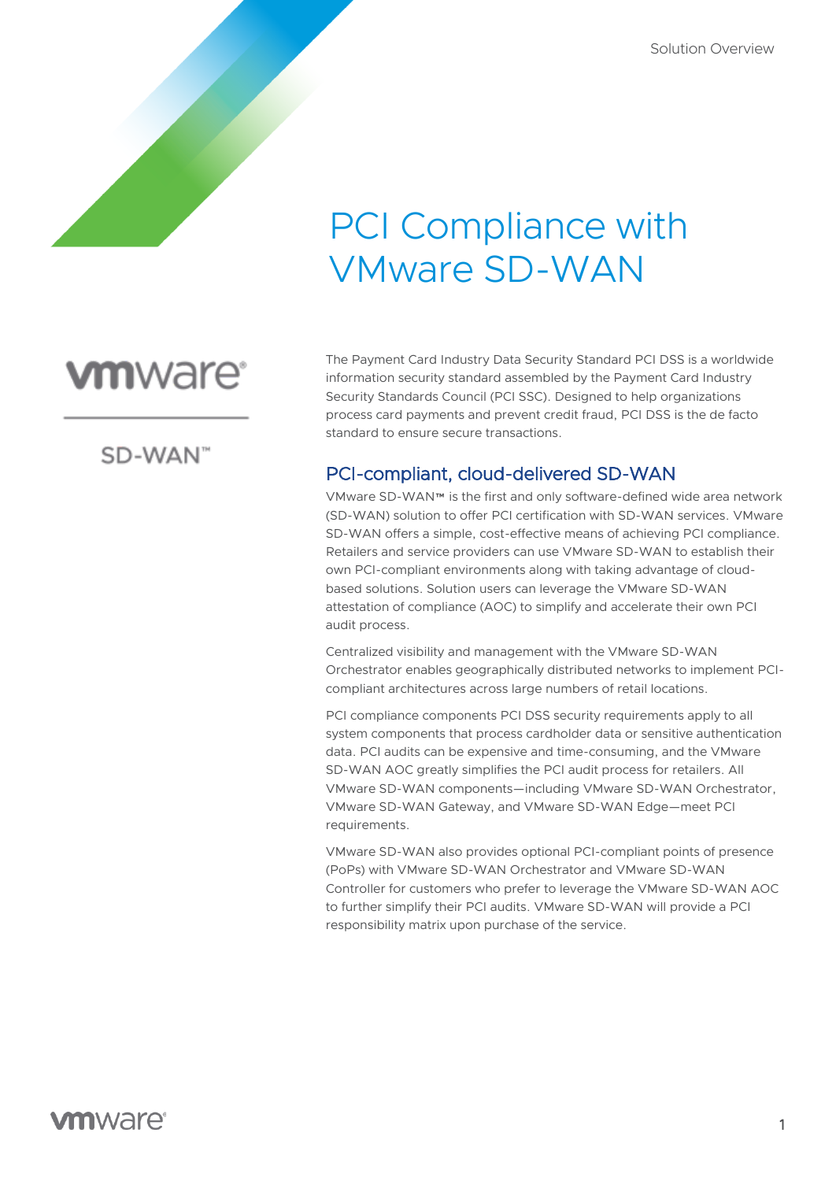Solution Overview

# PCI Compliance with VMware SD-WAN

vmware

SD-WAN™

The Payment Card Industry Data Security Standard PCI DSS is a worldwide information security standard assembled by the Payment Card Industry Security Standards Council (PCI SSC). Designed to help organizations process card payments and prevent credit fraud, PCI DSS is the de facto standard to ensure secure transactions.

## PCI-compliant, cloud-delivered SD-WAN

VMware SD-WAN™ is the first and only software-defined wide area network (SD-WAN) solution to offer PCI certification with SD-WAN services. VMware SD-WAN offers a simple, cost-effective means of achieving PCI compliance. Retailers and service providers can use VMware SD-WAN to establish their own PCI-compliant environments along with taking advantage of cloud-based solutions. Solution users can leverage the VMware SD-WAN attestation of compliance (AOC) to simplify and accelerate their own PCI audit process.

Centralized visibility and management with the VMware SD-WAN Orchestrator enables geographically distributed networks to implement PCI-compliant architectures across large numbers of retail locations.

PCI compliance components PCI DSS security requirements apply to all system components that process cardholder data or sensitive authentication data. PCI audits can be expensive and time-consuming, and the VMware SD-WAN AOC greatly simplifies the PCI audit process for retailers. All VMware SD-WAN components—including VMware SD-WAN Orchestrator, VMware SD-WAN Gateway, and VMware SD-WAN Edge—meet PCI requirements.

VMware SD-WAN also provides optional PCI-compliant points of presence (PoPs) with VMware SD-WAN Orchestrator and VMware SD-WAN Controller for customers who prefer to leverage the VMware SD-WAN AOC to further simplify their PCI audits. VMware SD-WAN will provide a PCI responsibility matrix upon purchase of the service.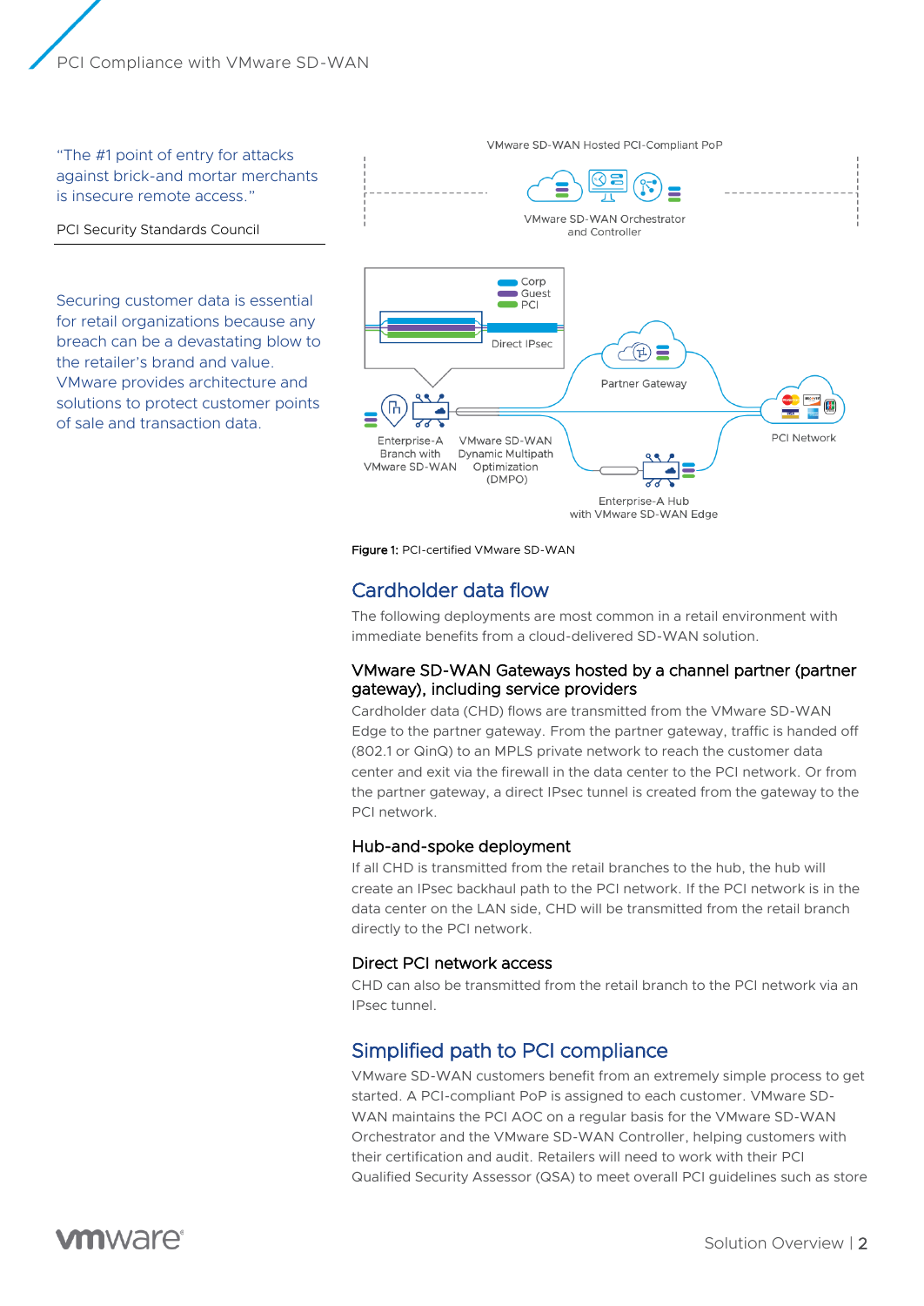"The #1 point of entry for attacks against brick-and mortar merchants is insecure remote access."

PCI Security Standards Council

Securing customer data is essential for retail organizations because any breach can be a devastating blow to the retailer's brand and value. VMware provides architecture and solutions to protect customer points of sale and transaction data.

VMware SD-WAN Hosted PCI-Compliant PoP

VMware SD-WAN Orchestrator and Controller

Corp
Guest
PCI

Direct IPsec

Partner Gateway

PCI Network

Enterprise-A Branch with VMware SD-WAN

VMware SD-WAN Dynamic Multipath Optimization (DMPO)

Enterprise-A Hub with VMware SD-WAN Edge

**Figure 1:** PCI-certified VMware SD-WAN

## Cardholder data flow

The following deployments are most common in a retail environment with immediate benefits from a cloud-delivered SD-WAN solution.

### VMware SD-WAN Gateways hosted by a channel partner (partner gateway), including service providers

Cardholder data (CHD) flows are transmitted from the VMware SD-WAN Edge to the partner gateway. From the partner gateway, traffic is handed off (802.1 or QinQ) to an MPLS private network to reach the customer data center and exit via the firewall in the data center to the PCI network. Or from the partner gateway, a direct IPsec tunnel is created from the gateway to the PCI network.

### Hub-and-spoke deployment

If all CHD is transmitted from the retail branches to the hub, the hub will create an IPsec backhaul path to the PCI network. If the PCI network is in the data center on the LAN side, CHD will be transmitted from the retail branch directly to the PCI network.

### Direct PCI network access

CHD can also be transmitted from the retail branch to the PCI network via an IPsec tunnel.

## Simplified path to PCI compliance

VMware SD-WAN customers benefit from an extremely simple process to get started. A PCI-compliant PoP is assigned to each customer. VMware SD-WAN maintains the PCI AOC on a regular basis for the VMware SD-WAN Orchestrator and the VMware SD-WAN Controller, helping customers with their certification and audit. Retailers will need to work with their PCI Qualified Security Assessor (QSA) to meet overall PCI guidelines such as store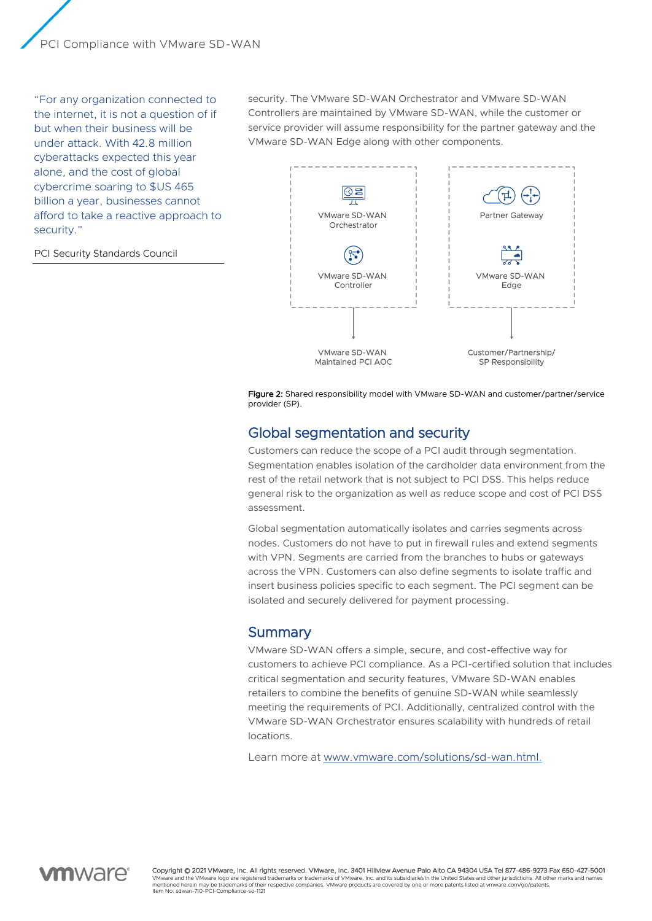"For any organization connected to the internet, it is not a question of if but when their business will be under attack. With 42.8 million cyberattacks expected this year alone, and the cost of global cybercrime soaring to $US 465 billion a year, businesses cannot afford to take a reactive approach to security."

PCI Security Standards Council

security. The VMware SD-WAN Orchestrator and VMware SD-WAN Controllers are maintained by VMware SD-WAN, while the customer or service provider will assume responsibility for the partner gateway and the VMware SD-WAN Edge along with other components.

VMware SD-WAN Orchestrator

VMware SD-WAN Controller

VMware SD-WAN Maintained PCI AOC

Partner Gateway

VMware SD-WAN Edge

Customer/Partnership/ SP Responsibility

**Figure 2:** Shared responsibility model with VMware SD-WAN and customer/partner/service provider (SP).

## Global segmentation and security

Customers can reduce the scope of a PCI audit through segmentation. Segmentation enables isolation of the cardholder data environment from the rest of the retail network that is not subject to PCI DSS. This helps reduce general risk to the organization as well as reduce scope and cost of PCI DSS assessment.

Global segmentation automatically isolates and carries segments across nodes. Customers do not have to put in firewall rules and extend segments with VPN. Segments are carried from the branches to hubs or gateways across the VPN. Customers can also define segments to isolate traffic and insert business policies specific to each segment. The PCI segment can be isolated and securely delivered for payment processing.

## Summary

VMware SD-WAN offers a simple, secure, and cost-effective way for customers to achieve PCI compliance. As a PCI-certified solution that includes critical segmentation and security features, VMware SD-WAN enables retailers to combine the benefits of genuine SD-WAN while seamlessly meeting the requirements of PCI. Additionally, centralized control with the VMware SD-WAN Orchestrator ensures scalability with hundreds of retail locations.

Learn more at www.vmware.com/solutions/sd-wan.html.

Copyright © 2021 VMware, Inc. All rights reserved. VMware, Inc. 3401 Hillview Avenue Palo Alto CA 94304 USA Tel 877-486-9273 Fax 650-427-5001 VMware and the VMware logo are registered trademarks or trademarks of VMware, Inc. and its subsidiaries in the United States and other jurisdictions. All other marks and names mentioned herein may be trademarks of their respective companies. VMware products are covered by one or more patents listed at vmware.com/go/patents. Item No: sdwan-710-PCI-Compliance-so-1121